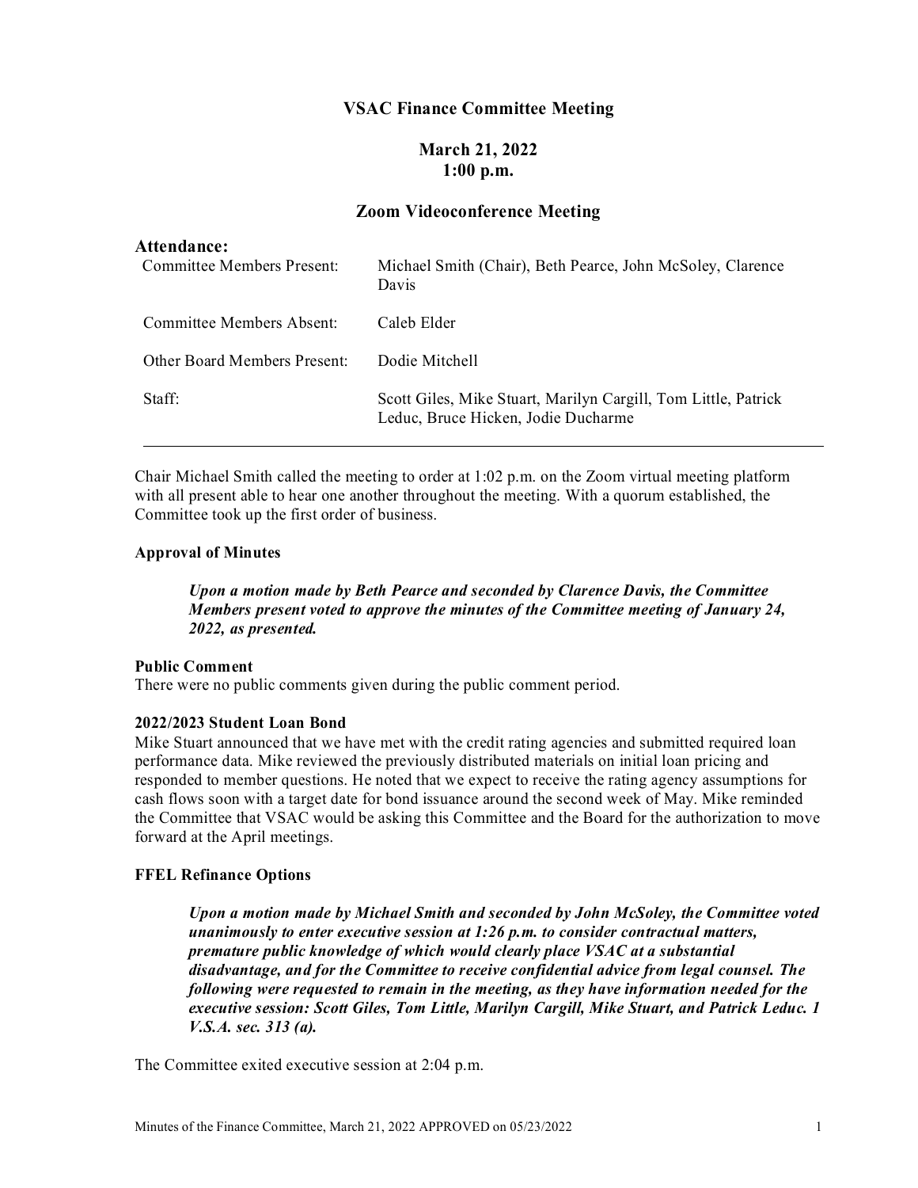# VSAC Finance Committee Meeting

## March 21, 2022
## 1:00 p.m.

## Zoom Videoconference Meeting

**Attendance:**

| | |
|---|---|
| Committee Members Present: | Michael Smith (Chair), Beth Pearce, John McSoley, Clarence Davis |
| Committee Members Absent: | Caleb Elder |
| Other Board Members Present: | Dodie Mitchell |
| Staff: | Scott Giles, Mike Stuart, Marilyn Cargill, Tom Little, Patrick Leduc, Bruce Hicken, Jodie Ducharme |

---

Chair Michael Smith called the meeting to order at 1:02 p.m. on the Zoom virtual meeting platform with all present able to hear one another throughout the meeting. With a quorum established, the Committee took up the first order of business.

**Approval of Minutes**

> ***Upon a motion made by Beth Pearce and seconded by Clarence Davis, the Committee Members present voted to approve the minutes of the Committee meeting of January 24, 2022, as presented.***

**Public Comment**

There were no public comments given during the public comment period.

**2022/2023 Student Loan Bond**

Mike Stuart announced that we have met with the credit rating agencies and submitted required loan performance data. Mike reviewed the previously distributed materials on initial loan pricing and responded to member questions. He noted that we expect to receive the rating agency assumptions for cash flows soon with a target date for bond issuance around the second week of May. Mike reminded the Committee that VSAC would be asking this Committee and the Board for the authorization to move forward at the April meetings.

**FFEL Refinance Options**

> ***Upon a motion made by Michael Smith and seconded by John McSoley, the Committee voted unanimously to enter executive session at 1:26 p.m. to consider contractual matters, premature public knowledge of which would clearly place VSAC at a substantial disadvantage, and for the Committee to receive confidential advice from legal counsel. The following were requested to remain in the meeting, as they have information needed for the executive session: Scott Giles, Tom Little, Marilyn Cargill, Mike Stuart, and Patrick Leduc. 1 V.S.A. sec. 313 (a).***

The Committee exited executive session at 2:04 p.m.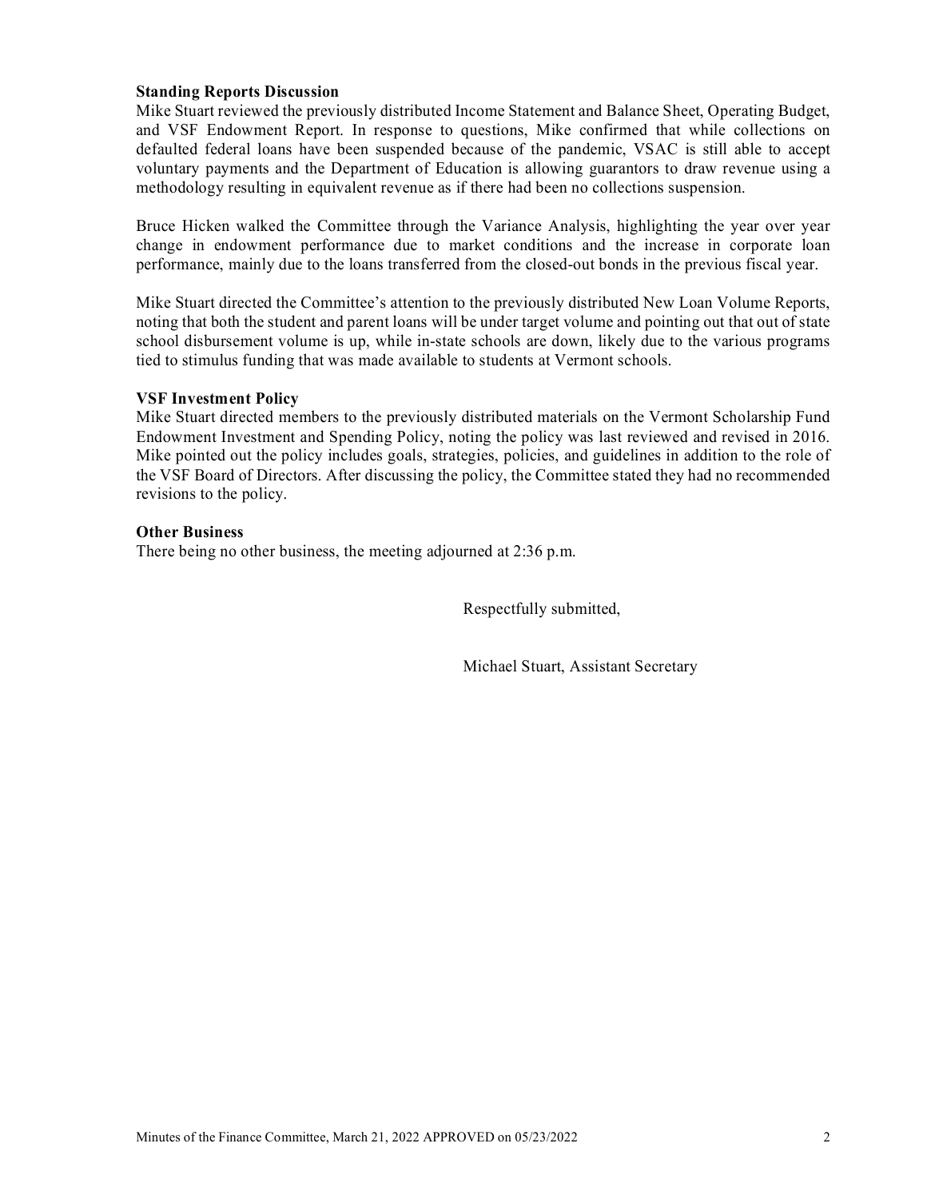**Standing Reports Discussion**

Mike Stuart reviewed the previously distributed Income Statement and Balance Sheet, Operating Budget, and VSF Endowment Report. In response to questions, Mike confirmed that while collections on defaulted federal loans have been suspended because of the pandemic, VSAC is still able to accept voluntary payments and the Department of Education is allowing guarantors to draw revenue using a methodology resulting in equivalent revenue as if there had been no collections suspension.

Bruce Hicken walked the Committee through the Variance Analysis, highlighting the year over year change in endowment performance due to market conditions and the increase in corporate loan performance, mainly due to the loans transferred from the closed-out bonds in the previous fiscal year.

Mike Stuart directed the Committee's attention to the previously distributed New Loan Volume Reports, noting that both the student and parent loans will be under target volume and pointing out that out of state school disbursement volume is up, while in-state schools are down, likely due to the various programs tied to stimulus funding that was made available to students at Vermont schools.

**VSF Investment Policy**

Mike Stuart directed members to the previously distributed materials on the Vermont Scholarship Fund Endowment Investment and Spending Policy, noting the policy was last reviewed and revised in 2016. Mike pointed out the policy includes goals, strategies, policies, and guidelines in addition to the role of the VSF Board of Directors. After discussing the policy, the Committee stated they had no recommended revisions to the policy.

**Other Business**

There being no other business, the meeting adjourned at 2:36 p.m.

Respectfully submitted,

Michael Stuart, Assistant Secretary